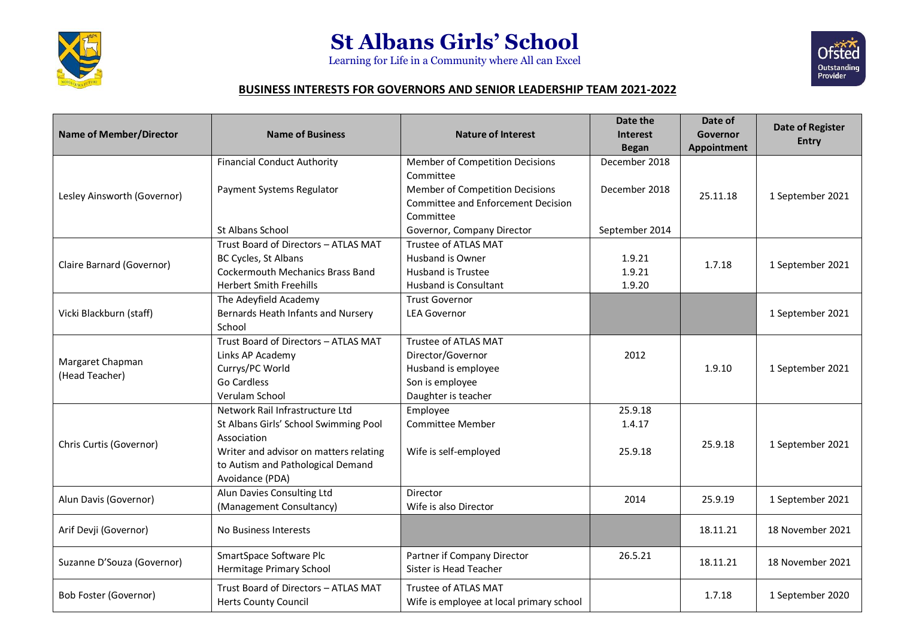# St Albans Girls' School

Learning for Life in a Community where All can Excel

## BUSINESS INTERESTS FOR GOVERNORS AND SENIOR LEADERSHIP TEAM 2021-2022

| Name of Member/Director | Name of Business | Nature of Interest | Date the Interest Began | Date of Governor Appointment | Date of Register Entry |
|---|---|---|---|---|---|
| Lesley Ainsworth (Governor) | Financial Conduct Authority<br><br>Payment Systems Regulator<br><br>St Albans School | Member of Competition Decisions Committee<br>Member of Competition Decisions Committee and Enforcement Decision Committee<br>Governor, Company Director | December 2018<br><br>December 2018<br><br>September 2014 | 25.11.18 | 1 September 2021 |
| Claire Barnard (Governor) | Trust Board of Directors – ATLAS MAT<br>BC Cycles, St Albans<br>Cockermouth Mechanics Brass Band<br>Herbert Smith Freehills | Trustee of ATLAS MAT<br>Husband is Owner<br>Husband is Trustee<br>Husband is Consultant | <br>1.9.21<br>1.9.21<br>1.9.20 | 1.7.18 | 1 September 2021 |
| Vicki Blackburn (staff) | The Adeyfield Academy<br>Bernards Heath Infants and Nursery School | Trust Governor<br>LEA Governor | | | 1 September 2021 |
| Margaret Chapman (Head Teacher) | Trust Board of Directors – ATLAS MAT<br>Links AP Academy<br>Currys/PC World<br>Go Cardless<br>Verulam School | Trustee of ATLAS MAT<br>Director/Governor<br>Husband is employee<br>Son is employee<br>Daughter is teacher | 2012 | 1.9.10 | 1 September 2021 |
| Chris Curtis (Governor) | Network Rail Infrastructure Ltd<br>St Albans Girls' School Swimming Pool Association<br>Writer and advisor on matters relating to Autism and Pathological Demand Avoidance (PDA) | Employee<br>Committee Member<br><br>Wife is self-employed | 25.9.18<br>1.4.17<br><br>25.9.18 | 25.9.18 | 1 September 2021 |
| Alun Davis (Governor) | Alun Davies Consulting Ltd (Management Consultancy) | Director<br>Wife is also Director | 2014 | 25.9.19 | 1 September 2021 |
| Arif Devji (Governor) | No Business Interests | | | 18.11.21 | 18 November 2021 |
| Suzanne D'Souza (Governor) | SmartSpace Software Plc<br>Hermitage Primary School | Partner if Company Director<br>Sister is Head Teacher | 26.5.21 | 18.11.21 | 18 November 2021 |
| Bob Foster (Governor) | Trust Board of Directors – ATLAS MAT<br>Herts County Council | Trustee of ATLAS MAT<br>Wife is employee at local primary school | | 1.7.18 | 1 September 2020 |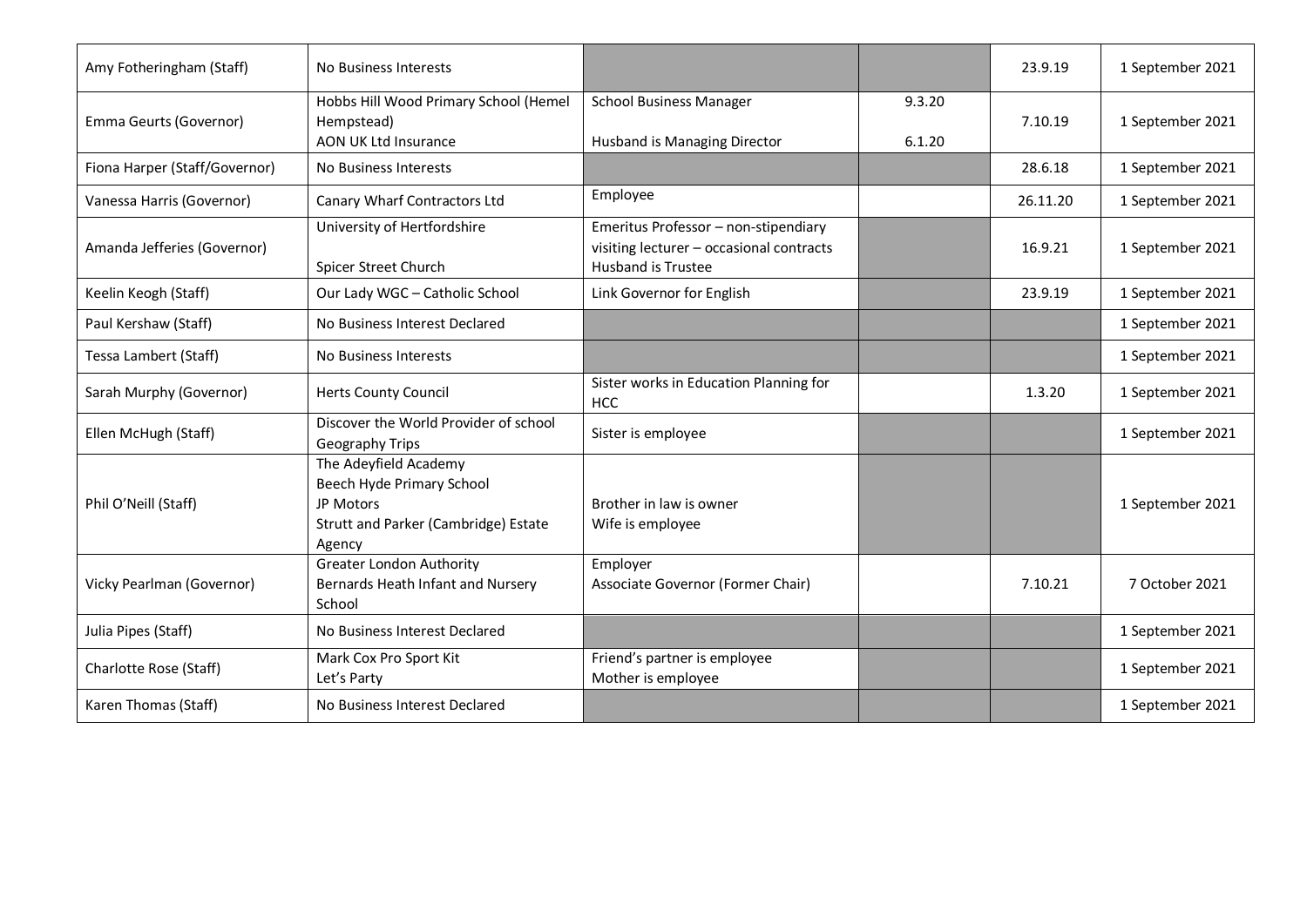| | | | | | |
|---|---|---|---|---|---|
| Amy Fotheringham (Staff) | No Business Interests | | | 23.9.19 | 1 September 2021 |
| Emma Geurts (Governor) | Hobbs Hill Wood Primary School (Hemel Hempstead)<br>AON UK Ltd Insurance | School Business Manager<br>Husband is Managing Director | 9.3.20<br>6.1.20 | 7.10.19 | 1 September 2021 |
| Fiona Harper (Staff/Governor) | No Business Interests | | | 28.6.18 | 1 September 2021 |
| Vanessa Harris (Governor) | Canary Wharf Contractors Ltd | Employee | | 26.11.20 | 1 September 2021 |
| Amanda Jefferies (Governor) | University of Hertfordshire<br>Spicer Street Church | Emeritus Professor – non-stipendiary visiting lecturer – occasional contracts<br>Husband is Trustee | | 16.9.21 | 1 September 2021 |
| Keelin Keogh (Staff) | Our Lady WGC – Catholic School | Link Governor for English | | 23.9.19 | 1 September 2021 |
| Paul Kershaw (Staff) | No Business Interest Declared | | | | 1 September 2021 |
| Tessa Lambert (Staff) | No Business Interests | | | | 1 September 2021 |
| Sarah Murphy (Governor) | Herts County Council | Sister works in Education Planning for HCC | | 1.3.20 | 1 September 2021 |
| Ellen McHugh (Staff) | Discover the World Provider of school Geography Trips | Sister is employee | | | 1 September 2021 |
| Phil O'Neill (Staff) | The Adeyfield Academy<br>Beech Hyde Primary School<br>JP Motors<br>Strutt and Parker (Cambridge) Estate Agency | Brother in law is owner<br>Wife is employee | | | 1 September 2021 |
| Vicky Pearlman (Governor) | Greater London Authority<br>Bernards Heath Infant and Nursery School | Employer<br>Associate Governor (Former Chair) | | 7.10.21 | 7 October 2021 |
| Julia Pipes (Staff) | No Business Interest Declared | | | | 1 September 2021 |
| Charlotte Rose (Staff) | Mark Cox Pro Sport Kit<br>Let's Party | Friend's partner is employee<br>Mother is employee | | | 1 September 2021 |
| Karen Thomas (Staff) | No Business Interest Declared | | | | 1 September 2021 |